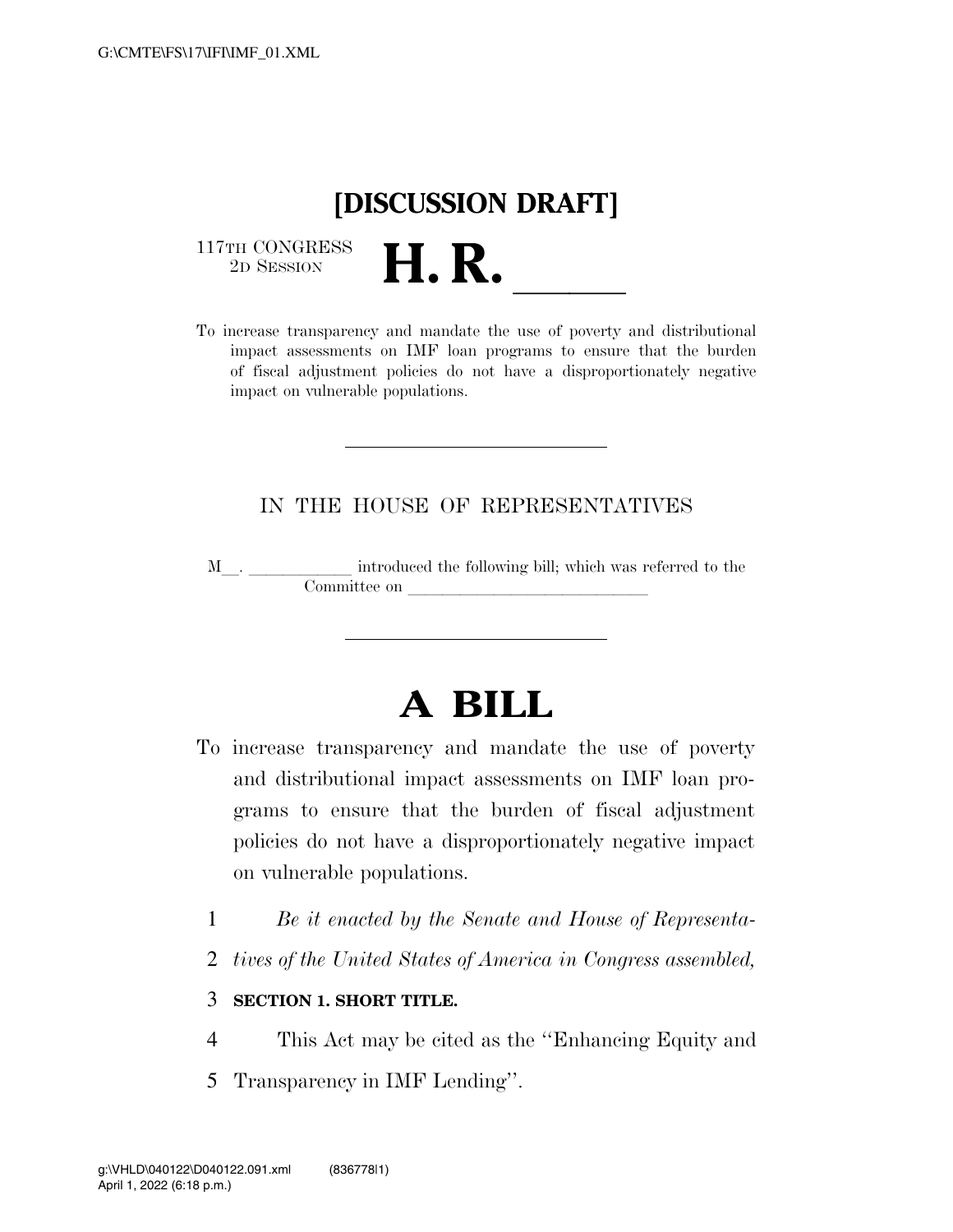# [DISCUSSION DRAFT]

117TH CONGRESS
2D SESSION

# H. R. ______

To increase transparency and mandate the use of poverty and distributional impact assessments on IMF loan programs to ensure that the burden of fiscal adjustment policies do not have a disproportionately negative impact on vulnerable populations.

---

IN THE HOUSE OF REPRESENTATIVES

M__. ____________ introduced the following bill; which was referred to the Committee on ____________________________

---

# A BILL

To increase transparency and mandate the use of poverty and distributional impact assessments on IMF loan programs to ensure that the burden of fiscal adjustment policies do not have a disproportionately negative impact on vulnerable populations.

1 *Be it enacted by the Senate and House of Representa-*
2 *tives of the United States of America in Congress assembled,*

3 **SECTION 1. SHORT TITLE.**

4 This Act may be cited as the ''Enhancing Equity and
5 Transparency in IMF Lending''.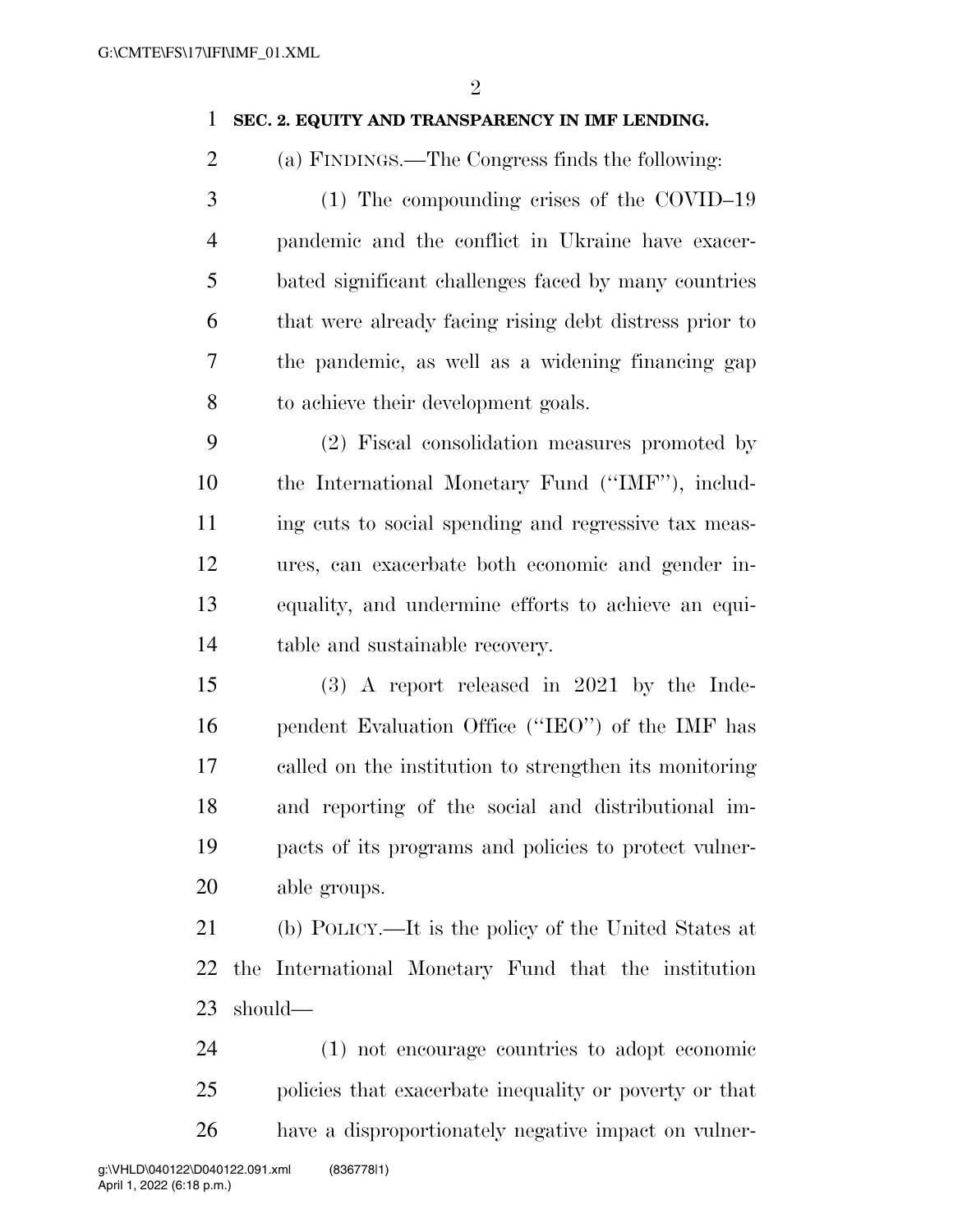**SEC. 2. EQUITY AND TRANSPARENCY IN IMF LENDING.**

(a) FINDINGS.—The Congress finds the following:

(1) The compounding crises of the COVID–19 pandemic and the conflict in Ukraine have exacerbated significant challenges faced by many countries that were already facing rising debt distress prior to the pandemic, as well as a widening financing gap to achieve their development goals.

(2) Fiscal consolidation measures promoted by the International Monetary Fund (''IMF''), including cuts to social spending and regressive tax measures, can exacerbate both economic and gender inequality, and undermine efforts to achieve an equitable and sustainable recovery.

(3) A report released in 2021 by the Independent Evaluation Office (''IEO'') of the IMF has called on the institution to strengthen its monitoring and reporting of the social and distributional impacts of its programs and policies to protect vulnerable groups.

(b) POLICY.—It is the policy of the United States at the International Monetary Fund that the institution should—

(1) not encourage countries to adopt economic policies that exacerbate inequality or poverty or that have a disproportionately negative impact on vulner-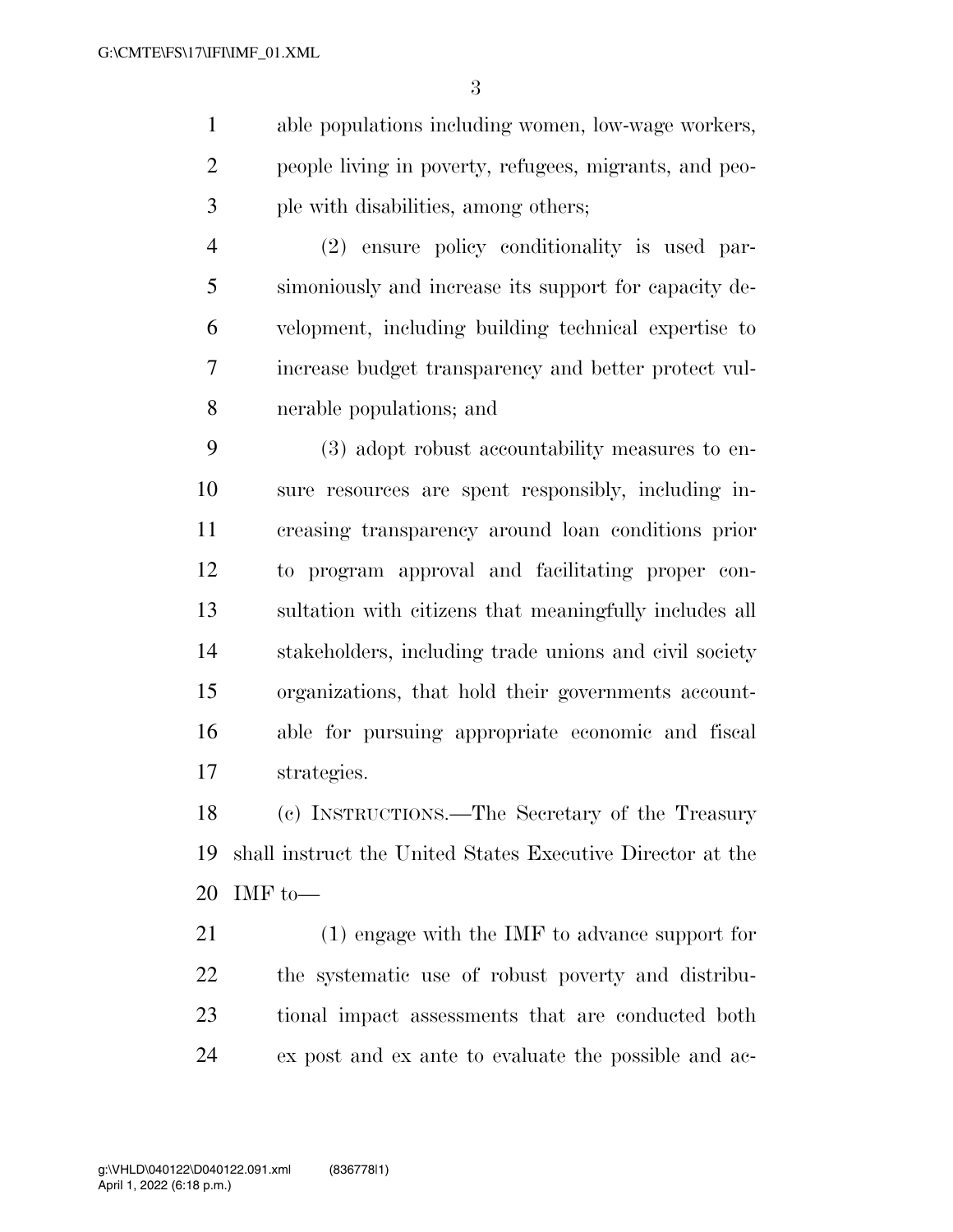able populations including women, low-wage workers, people living in poverty, refugees, migrants, and people with disabilities, among others;

(2) ensure policy conditionality is used parsimoniously and increase its support for capacity development, including building technical expertise to increase budget transparency and better protect vulnerable populations; and

(3) adopt robust accountability measures to ensure resources are spent responsibly, including increasing transparency around loan conditions prior to program approval and facilitating proper consultation with citizens that meaningfully includes all stakeholders, including trade unions and civil society organizations, that hold their governments accountable for pursuing appropriate economic and fiscal strategies.

(c) INSTRUCTIONS.—The Secretary of the Treasury shall instruct the United States Executive Director at the IMF to—

(1) engage with the IMF to advance support for the systematic use of robust poverty and distributional impact assessments that are conducted both ex post and ex ante to evaluate the possible and ac-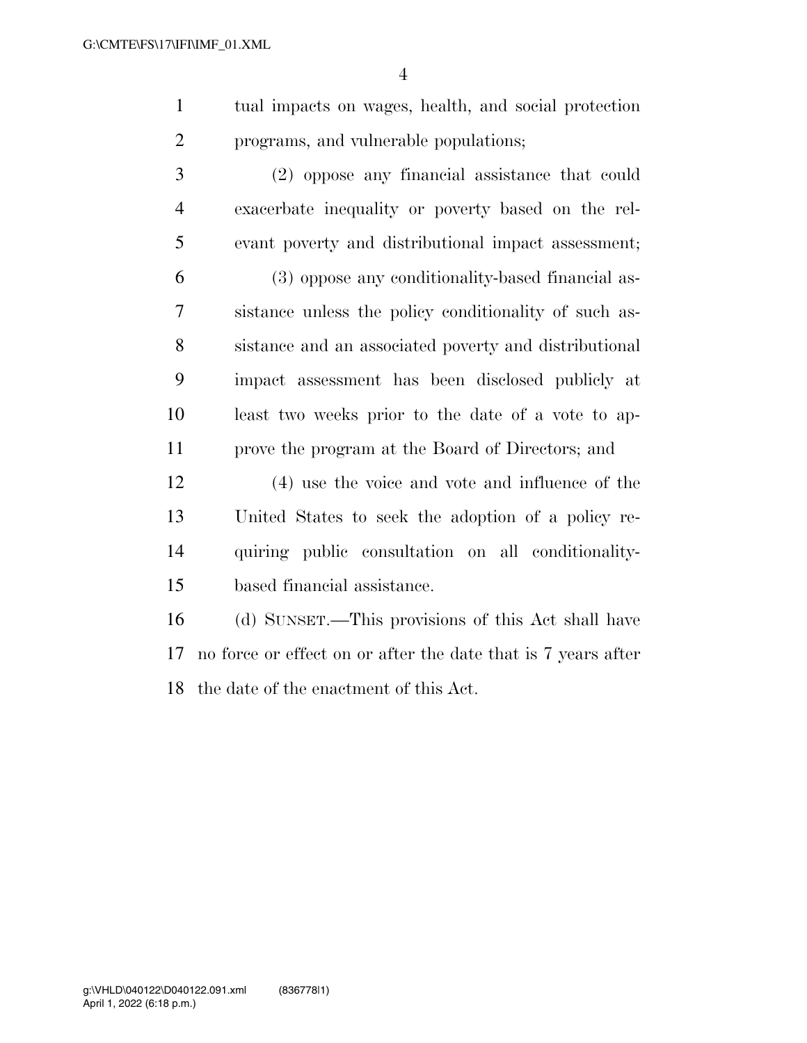tual impacts on wages, health, and social protection programs, and vulnerable populations;

(2) oppose any financial assistance that could exacerbate inequality or poverty based on the relevant poverty and distributional impact assessment;

(3) oppose any conditionality-based financial assistance unless the policy conditionality of such assistance and an associated poverty and distributional impact assessment has been disclosed publicly at least two weeks prior to the date of a vote to approve the program at the Board of Directors; and

(4) use the voice and vote and influence of the United States to seek the adoption of a policy requiring public consultation on all conditionality-based financial assistance.

(d) SUNSET.—This provisions of this Act shall have no force or effect on or after the date that is 7 years after the date of the enactment of this Act.